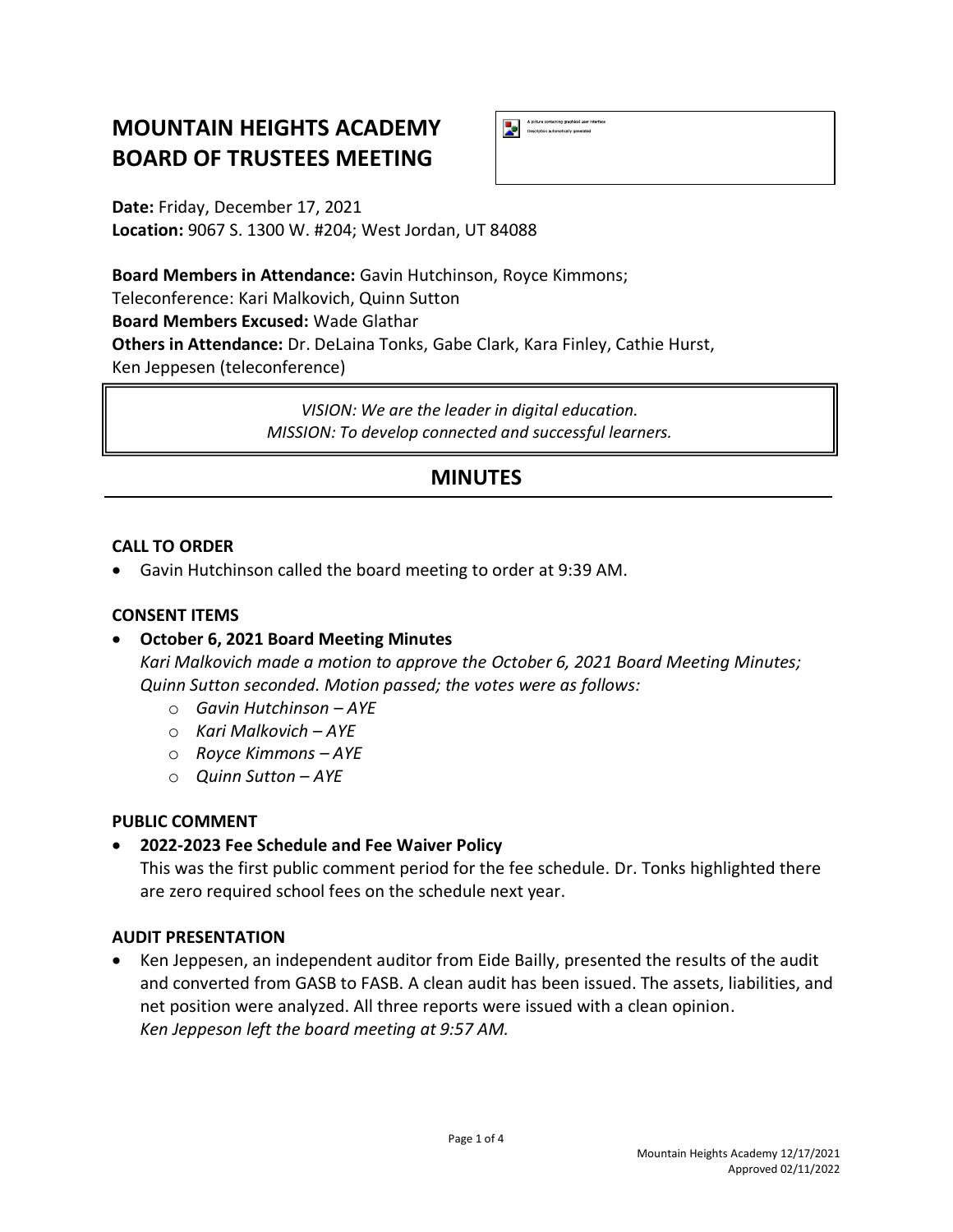# MOUNTAIN HEIGHTS ACADEMY BOARD OF TRUSTEES MEETING

**Date:** Friday, December 17, 2021
**Location:** 9067 S. 1300 W. #204; West Jordan, UT 84088

**Board Members in Attendance:** Gavin Hutchinson, Royce Kimmons;
Teleconference: Kari Malkovich, Quinn Sutton
**Board Members Excused:** Wade Glathar
**Others in Attendance:** Dr. DeLaina Tonks, Gabe Clark, Kara Finley, Cathie Hurst, Ken Jeppesen (teleconference)

*VISION: We are the leader in digital education.*
*MISSION: To develop connected and successful learners.*

## MINUTES

### CALL TO ORDER

- Gavin Hutchinson called the board meeting to order at 9:39 AM.

### CONSENT ITEMS

- **October 6, 2021 Board Meeting Minutes**
  *Kari Malkovich made a motion to approve the October 6, 2021 Board Meeting Minutes; Quinn Sutton seconded. Motion passed; the votes were as follows:*
  - *Gavin Hutchinson – AYE*
  - *Kari Malkovich – AYE*
  - *Royce Kimmons – AYE*
  - *Quinn Sutton – AYE*

### PUBLIC COMMENT

- **2022-2023 Fee Schedule and Fee Waiver Policy**
  This was the first public comment period for the fee schedule. Dr. Tonks highlighted there are zero required school fees on the schedule next year.

### AUDIT PRESENTATION

- Ken Jeppesen, an independent auditor from Eide Bailly, presented the results of the audit and converted from GASB to FASB. A clean audit has been issued. The assets, liabilities, and net position were analyzed. All three reports were issued with a clean opinion.
  *Ken Jeppeson left the board meeting at 9:57 AM.*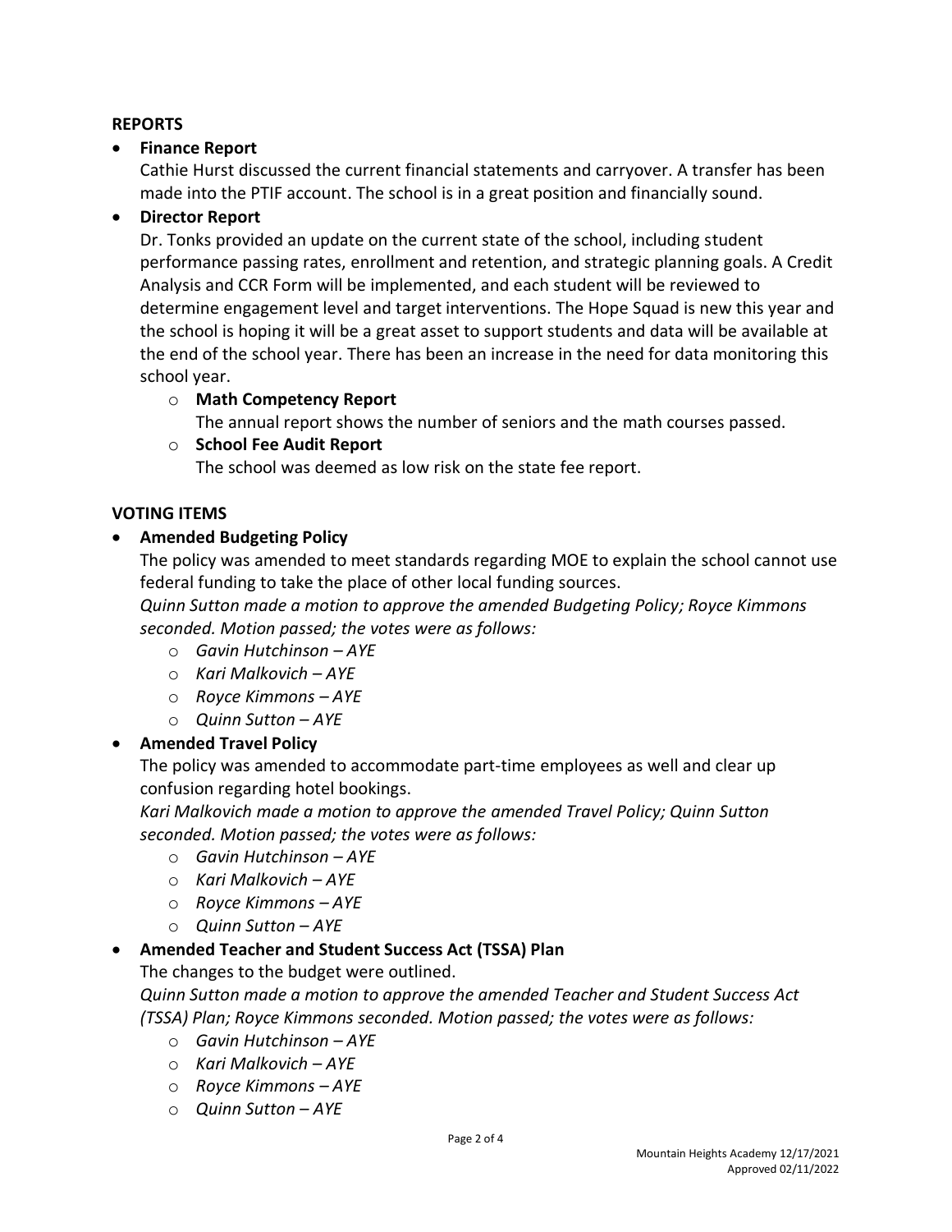## REPORTS

- **Finance Report**
  Cathie Hurst discussed the current financial statements and carryover. A transfer has been made into the PTIF account. The school is in a great position and financially sound.

- **Director Report**
  Dr. Tonks provided an update on the current state of the school, including student performance passing rates, enrollment and retention, and strategic planning goals. A Credit Analysis and CCR Form will be implemented, and each student will be reviewed to determine engagement level and target interventions. The Hope Squad is new this year and the school is hoping it will be a great asset to support students and data will be available at the end of the school year. There has been an increase in the need for data monitoring this school year.
  - **Math Competency Report**
    The annual report shows the number of seniors and the math courses passed.
  - **School Fee Audit Report**
    The school was deemed as low risk on the state fee report.

## VOTING ITEMS

- **Amended Budgeting Policy**
  The policy was amended to meet standards regarding MOE to explain the school cannot use federal funding to take the place of other local funding sources.
  *Quinn Sutton made a motion to approve the amended Budgeting Policy; Royce Kimmons seconded. Motion passed; the votes were as follows:*
  - *Gavin Hutchinson – AYE*
  - *Kari Malkovich – AYE*
  - *Royce Kimmons – AYE*
  - *Quinn Sutton – AYE*

- **Amended Travel Policy**
  The policy was amended to accommodate part-time employees as well and clear up confusion regarding hotel bookings.
  *Kari Malkovich made a motion to approve the amended Travel Policy; Quinn Sutton seconded. Motion passed; the votes were as follows:*
  - *Gavin Hutchinson – AYE*
  - *Kari Malkovich – AYE*
  - *Royce Kimmons – AYE*
  - *Quinn Sutton – AYE*

- **Amended Teacher and Student Success Act (TSSA) Plan**
  The changes to the budget were outlined.
  *Quinn Sutton made a motion to approve the amended Teacher and Student Success Act (TSSA) Plan; Royce Kimmons seconded. Motion passed; the votes were as follows:*
  - *Gavin Hutchinson – AYE*
  - *Kari Malkovich – AYE*
  - *Royce Kimmons – AYE*
  - *Quinn Sutton – AYE*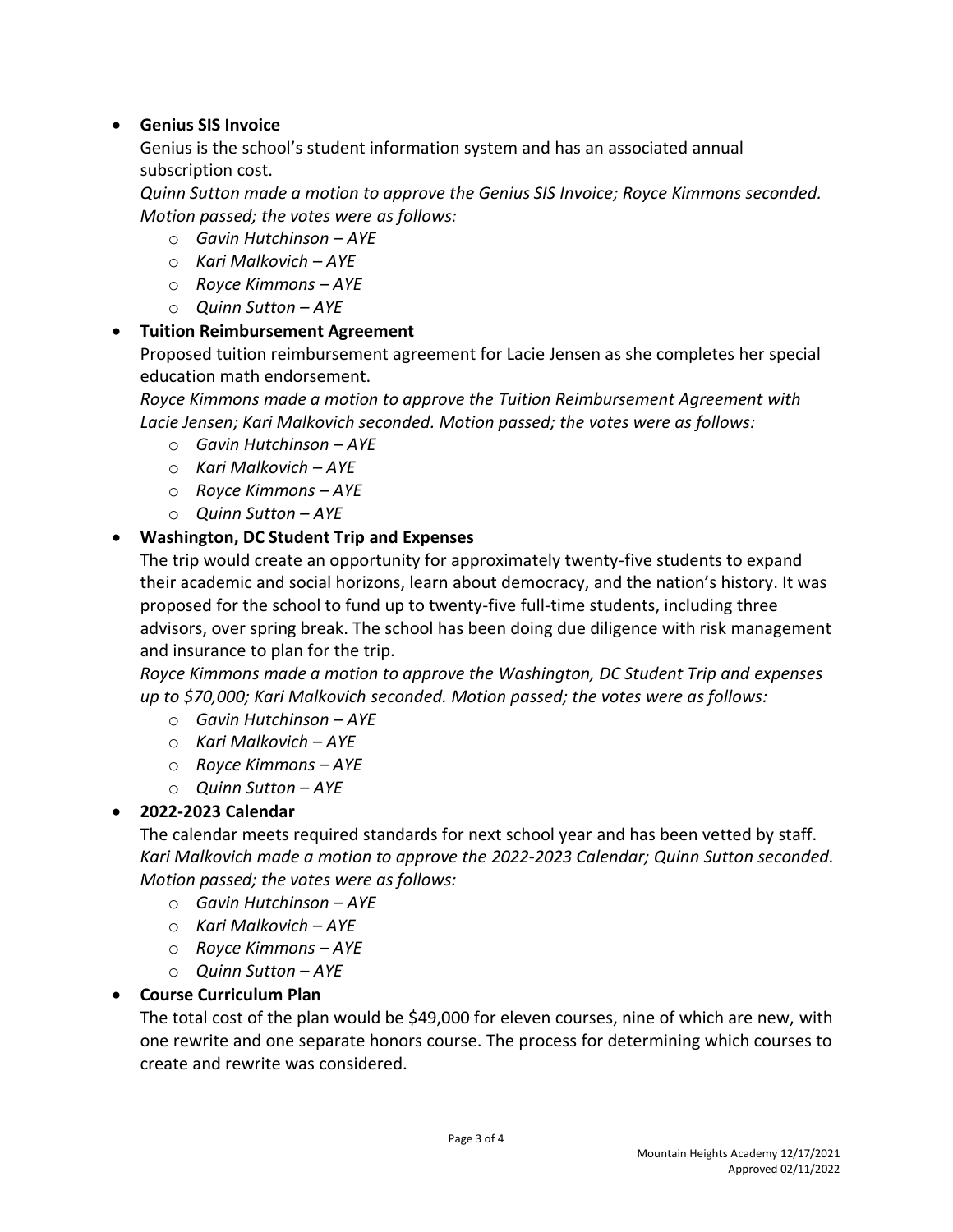- **Genius SIS Invoice**

  Genius is the school's student information system and has an associated annual subscription cost.

  *Quinn Sutton made a motion to approve the Genius SIS Invoice; Royce Kimmons seconded. Motion passed; the votes were as follows:*

  - *Gavin Hutchinson – AYE*
  - *Kari Malkovich – AYE*
  - *Royce Kimmons – AYE*
  - *Quinn Sutton – AYE*

- **Tuition Reimbursement Agreement**

  Proposed tuition reimbursement agreement for Lacie Jensen as she completes her special education math endorsement.

  *Royce Kimmons made a motion to approve the Tuition Reimbursement Agreement with Lacie Jensen; Kari Malkovich seconded. Motion passed; the votes were as follows:*

  - *Gavin Hutchinson – AYE*
  - *Kari Malkovich – AYE*
  - *Royce Kimmons – AYE*
  - *Quinn Sutton – AYE*

- **Washington, DC Student Trip and Expenses**

  The trip would create an opportunity for approximately twenty-five students to expand their academic and social horizons, learn about democracy, and the nation's history. It was proposed for the school to fund up to twenty-five full-time students, including three advisors, over spring break. The school has been doing due diligence with risk management and insurance to plan for the trip.

  *Royce Kimmons made a motion to approve the Washington, DC Student Trip and expenses up to $70,000; Kari Malkovich seconded. Motion passed; the votes were as follows:*

  - *Gavin Hutchinson – AYE*
  - *Kari Malkovich – AYE*
  - *Royce Kimmons – AYE*
  - *Quinn Sutton – AYE*

- **2022-2023 Calendar**

  The calendar meets required standards for next school year and has been vetted by staff.

  *Kari Malkovich made a motion to approve the 2022-2023 Calendar; Quinn Sutton seconded. Motion passed; the votes were as follows:*

  - *Gavin Hutchinson – AYE*
  - *Kari Malkovich – AYE*
  - *Royce Kimmons – AYE*
  - *Quinn Sutton – AYE*

- **Course Curriculum Plan**

  The total cost of the plan would be $49,000 for eleven courses, nine of which are new, with one rewrite and one separate honors course. The process for determining which courses to create and rewrite was considered.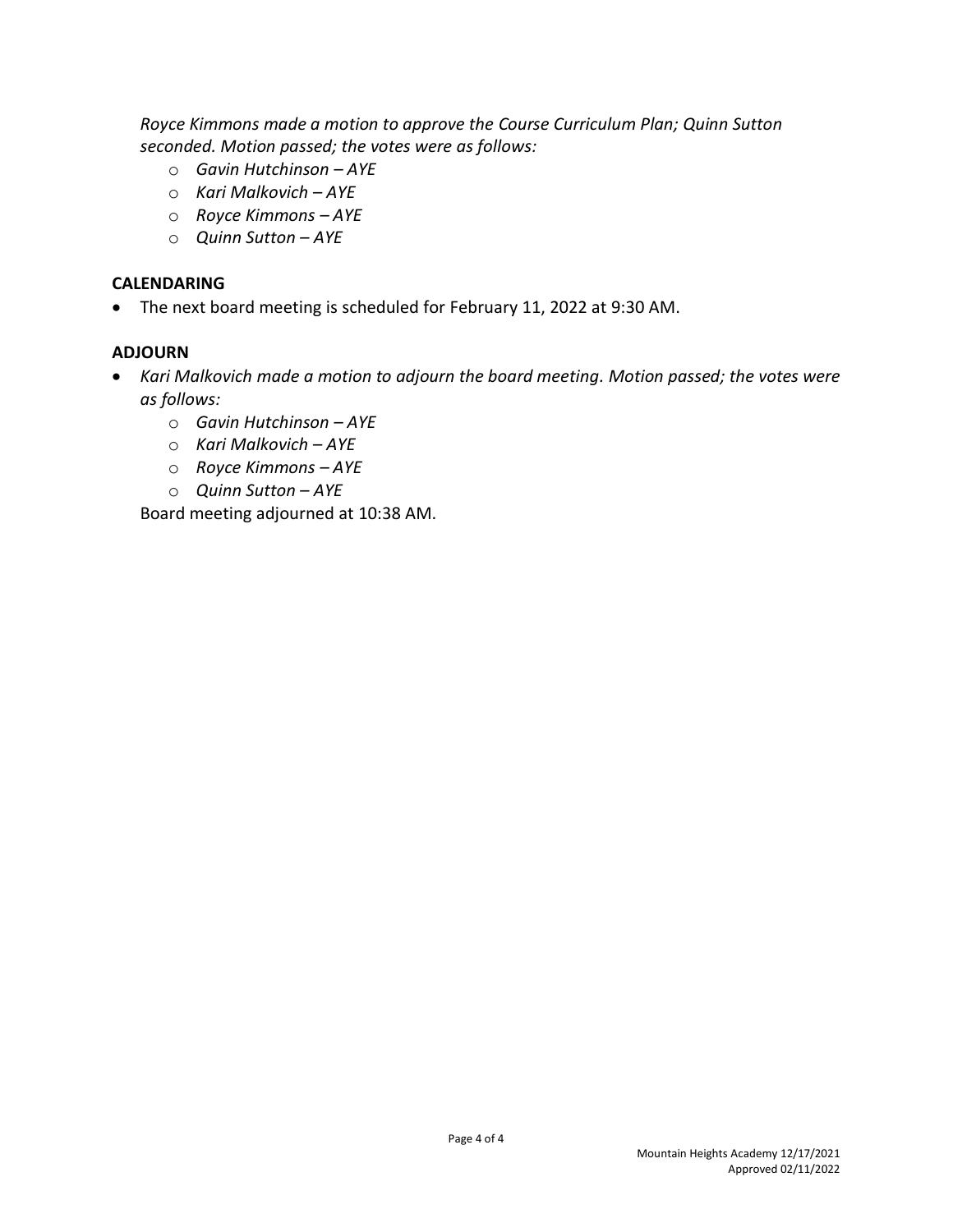*Royce Kimmons made a motion to approve the Course Curriculum Plan; Quinn Sutton seconded. Motion passed; the votes were as follows:*

- *Gavin Hutchinson – AYE*
- *Kari Malkovich – AYE*
- *Royce Kimmons – AYE*
- *Quinn Sutton – AYE*

## CALENDARING

- The next board meeting is scheduled for February 11, 2022 at 9:30 AM.

## ADJOURN

- *Kari Malkovich made a motion to adjourn the board meeting. Motion passed; the votes were as follows:*
  - *Gavin Hutchinson – AYE*
  - *Kari Malkovich – AYE*
  - *Royce Kimmons – AYE*
  - *Quinn Sutton – AYE*

  Board meeting adjourned at 10:38 AM.